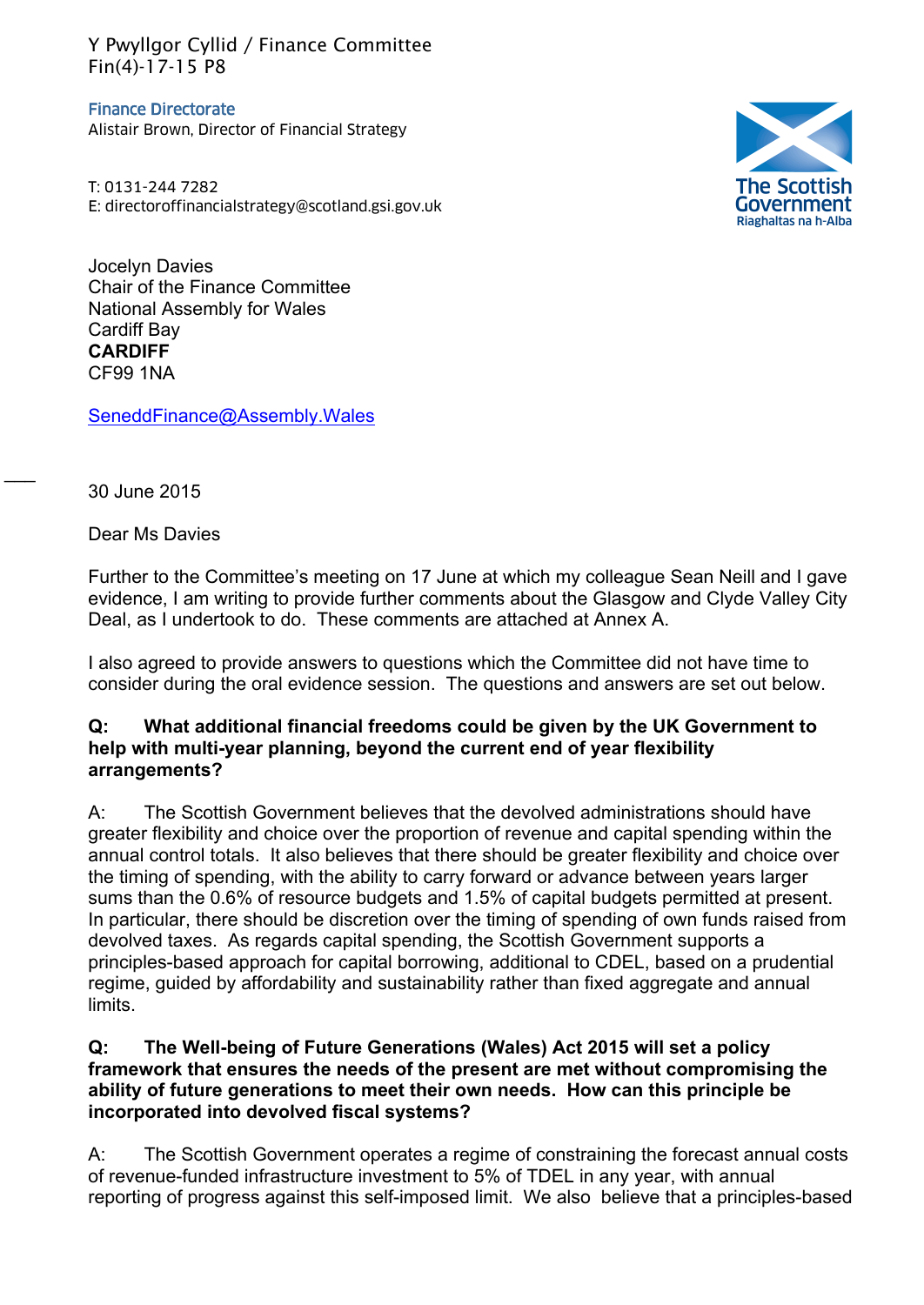Y Pwyllgor Cyllid / Finance Committee
Fin(4)-17-15 P8

**Finance Directorate**
Alistair Brown, Director of Financial Strategy

T: 0131-244 7282
E: directoroffinancialstrategy@scotland.gsi.gov.uk

The Scottish Government
Riaghaltas na h-Alba

Jocelyn Davies
Chair of the Finance Committee
National Assembly for Wales
Cardiff Bay
**CARDIFF**
CF99 1NA

SeneddFinance@Assembly.Wales

30 June 2015

Dear Ms Davies

Further to the Committee's meeting on 17 June at which my colleague Sean Neill and I gave evidence, I am writing to provide further comments about the Glasgow and Clyde Valley City Deal, as I undertook to do. These comments are attached at Annex A.

I also agreed to provide answers to questions which the Committee did not have time to consider during the oral evidence session. The questions and answers are set out below.

**Q: What additional financial freedoms could be given by the UK Government to help with multi-year planning, beyond the current end of year flexibility arrangements?**

A: The Scottish Government believes that the devolved administrations should have greater flexibility and choice over the proportion of revenue and capital spending within the annual control totals. It also believes that there should be greater flexibility and choice over the timing of spending, with the ability to carry forward or advance between years larger sums than the 0.6% of resource budgets and 1.5% of capital budgets permitted at present. In particular, there should be discretion over the timing of spending of own funds raised from devolved taxes. As regards capital spending, the Scottish Government supports a principles-based approach for capital borrowing, additional to CDEL, based on a prudential regime, guided by affordability and sustainability rather than fixed aggregate and annual limits.

**Q: The Well-being of Future Generations (Wales) Act 2015 will set a policy framework that ensures the needs of the present are met without compromising the ability of future generations to meet their own needs. How can this principle be incorporated into devolved fiscal systems?**

A: The Scottish Government operates a regime of constraining the forecast annual costs of revenue-funded infrastructure investment to 5% of TDEL in any year, with annual reporting of progress against this self-imposed limit. We also believe that a principles-based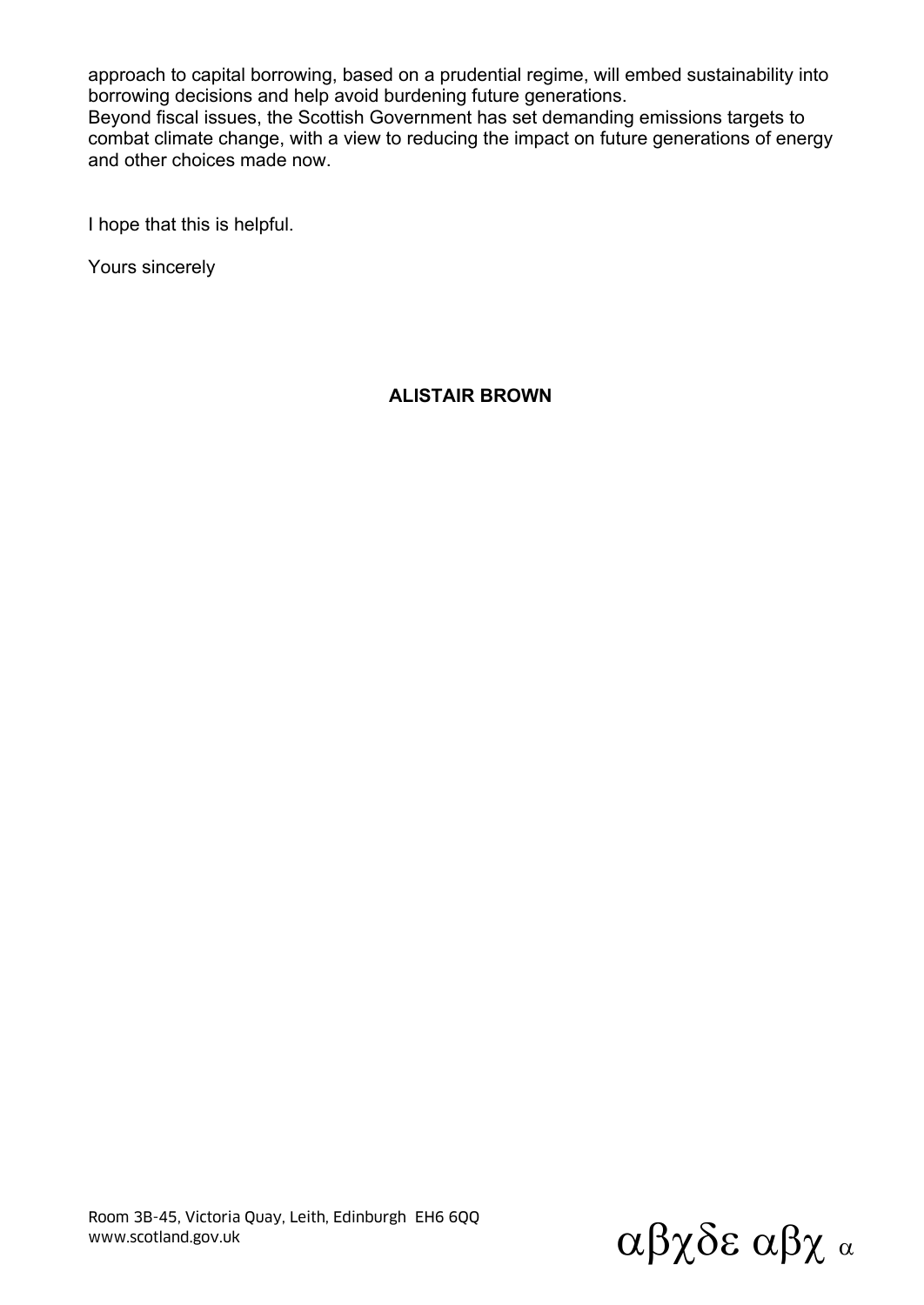approach to capital borrowing, based on a prudential regime, will embed sustainability into borrowing decisions and help avoid burdening future generations.
Beyond fiscal issues, the Scottish Government has set demanding emissions targets to combat climate change, with a view to reducing the impact on future generations of energy and other choices made now.

I hope that this is helpful.

Yours sincerely

**ALISTAIR BROWN**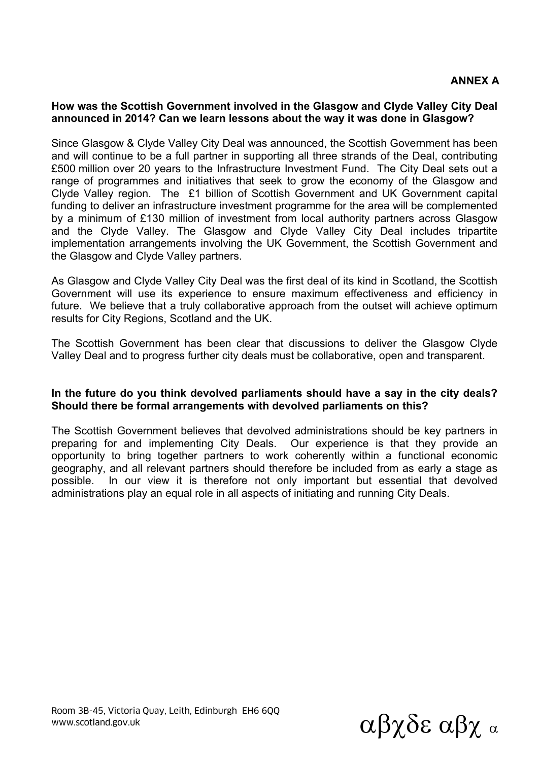**ANNEX A**

**How was the Scottish Government involved in the Glasgow and Clyde Valley City Deal announced in 2014? Can we learn lessons about the way it was done in Glasgow?**

Since Glasgow & Clyde Valley City Deal was announced, the Scottish Government has been and will continue to be a full partner in supporting all three strands of the Deal, contributing £500 million over 20 years to the Infrastructure Investment Fund. The City Deal sets out a range of programmes and initiatives that seek to grow the economy of the Glasgow and Clyde Valley region. The £1 billion of Scottish Government and UK Government capital funding to deliver an infrastructure investment programme for the area will be complemented by a minimum of £130 million of investment from local authority partners across Glasgow and the Clyde Valley. The Glasgow and Clyde Valley City Deal includes tripartite implementation arrangements involving the UK Government, the Scottish Government and the Glasgow and Clyde Valley partners.

As Glasgow and Clyde Valley City Deal was the first deal of its kind in Scotland, the Scottish Government will use its experience to ensure maximum effectiveness and efficiency in future. We believe that a truly collaborative approach from the outset will achieve optimum results for City Regions, Scotland and the UK.

The Scottish Government has been clear that discussions to deliver the Glasgow Clyde Valley Deal and to progress further city deals must be collaborative, open and transparent.

**In the future do you think devolved parliaments should have a say in the city deals? Should there be formal arrangements with devolved parliaments on this?**

The Scottish Government believes that devolved administrations should be key partners in preparing for and implementing City Deals. Our experience is that they provide an opportunity to bring together partners to work coherently within a functional economic geography, and all relevant partners should therefore be included from as early a stage as possible. In our view it is therefore not only important but essential that devolved administrations play an equal role in all aspects of initiating and running City Deals.

Room 3B-45, Victoria Quay, Leith, Edinburgh EH6 6QQ
www.scotland.gov.uk